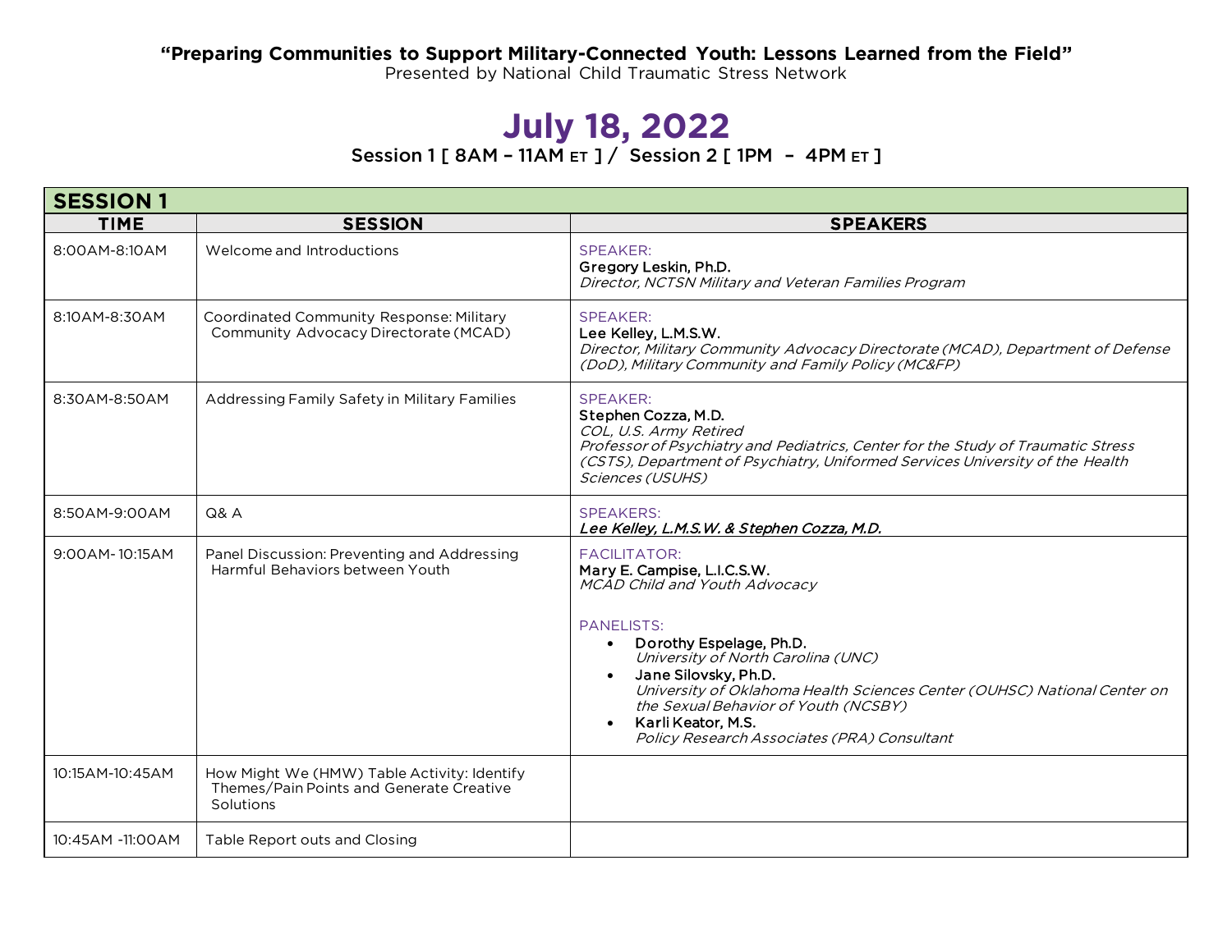**“Preparing Communities to Support Military-Connected Youth: Lessons Learned from the Field”**
Presented by National Child Traumatic Stress Network

# July 18, 2022

Session 1 [ 8AM – 11AM ET ] / Session 2 [ 1PM – 4PM ET ]

## SESSION 1

| TIME | SESSION | SPEAKERS |
|---|---|---|
| 8:00AM-8:10AM | Welcome and Introductions | SPEAKER:<br>Gregory Leskin, Ph.D.<br>*Director, NCTSN Military and Veteran Families Program* |
| 8:10AM-8:30AM | Coordinated Community Response: Military Community Advocacy Directorate (MCAD) | SPEAKER:<br>Lee Kelley, L.M.S.W.<br>*Director, Military Community Advocacy Directorate (MCAD), Department of Defense (DoD), Military Community and Family Policy (MC&FP)* |
| 8:30AM-8:50AM | Addressing Family Safety in Military Families | SPEAKER:<br>Stephen Cozza, M.D.<br>*COL, U.S. Army Retired*<br>*Professor of Psychiatry and Pediatrics, Center for the Study of Traumatic Stress (CSTS), Department of Psychiatry, Uniformed Services University of the Health Sciences (USUHS)* |
| 8:50AM-9:00AM | Q& A | SPEAKERS:<br>*Lee Kelley, L.M.S.W. & Stephen Cozza, M.D.* |
| 9:00AM- 10:15AM | Panel Discussion: Preventing and Addressing Harmful Behaviors between Youth | FACILITATOR:<br>Mary E. Campise, L.I.C.S.W.<br>*MCAD Child and Youth Advocacy*<br><br>PANELISTS:<br>• Dorothy Espelage, Ph.D. *University of North Carolina (UNC)*<br>• Jane Silovsky, Ph.D. *University of Oklahoma Health Sciences Center (OUHSC) National Center on the Sexual Behavior of Youth (NCSBY)*<br>• Karli Keator, M.S. *Policy Research Associates (PRA) Consultant* |
| 10:15AM-10:45AM | How Might We (HMW) Table Activity: Identify Themes/Pain Points and Generate Creative Solutions | |
| 10:45AM -11:00AM | Table Report outs and Closing | |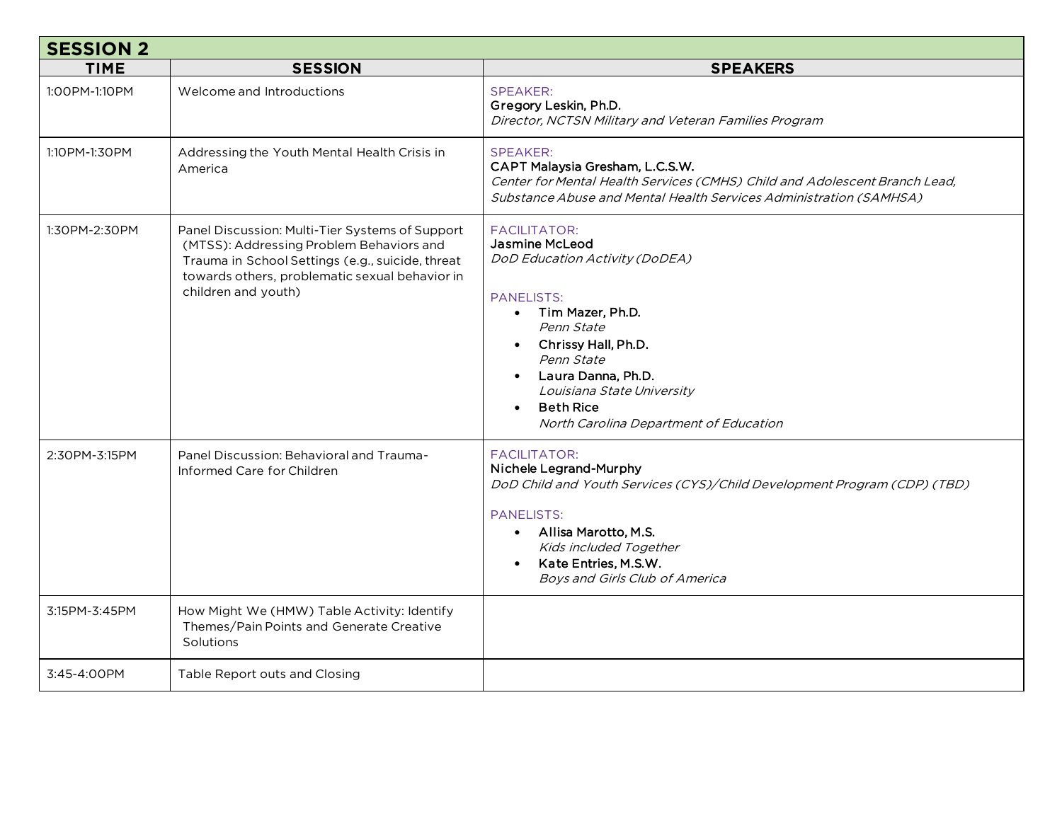## SESSION 2

| TIME | SESSION | SPEAKERS |
| --- | --- | --- |
| 1:00PM-1:10PM | Welcome and Introductions | SPEAKER:<br>**Gregory Leskin, Ph.D.**<br>*Director, NCTSN Military and Veteran Families Program* |
| 1:10PM-1:30PM | Addressing the Youth Mental Health Crisis in America | SPEAKER:<br>**CAPT Malaysia Gresham, L.C.S.W.**<br>*Center for Mental Health Services (CMHS) Child and Adolescent Branch Lead, Substance Abuse and Mental Health Services Administration (SAMHSA)* |
| 1:30PM-2:30PM | Panel Discussion: Multi-Tier Systems of Support (MTSS): Addressing Problem Behaviors and Trauma in School Settings (e.g., suicide, threat towards others, problematic sexual behavior in children and youth) | FACILITATOR:<br>**Jasmine McLeod**<br>*DoD Education Activity (DoDEA)*<br><br>PANELISTS:<br>• **Tim Mazer, Ph.D.** *Penn State*<br>• **Chrissy Hall, Ph.D.** *Penn State*<br>• **Laura Danna, Ph.D.** *Louisiana State University*<br>• **Beth Rice** *North Carolina Department of Education* |
| 2:30PM-3:15PM | Panel Discussion: Behavioral and Trauma-Informed Care for Children | FACILITATOR:<br>**Nichele Legrand-Murphy**<br>*DoD Child and Youth Services (CYS)/Child Development Program (CDP) (TBD)*<br><br>PANELISTS:<br>• **Allisa Marotto, M.S.** *Kids included Together*<br>• **Kate Entries, M.S.W.** *Boys and Girls Club of America* |
| 3:15PM-3:45PM | How Might We (HMW) Table Activity: Identify Themes/Pain Points and Generate Creative Solutions | |
| 3:45-4:00PM | Table Report outs and Closing | |